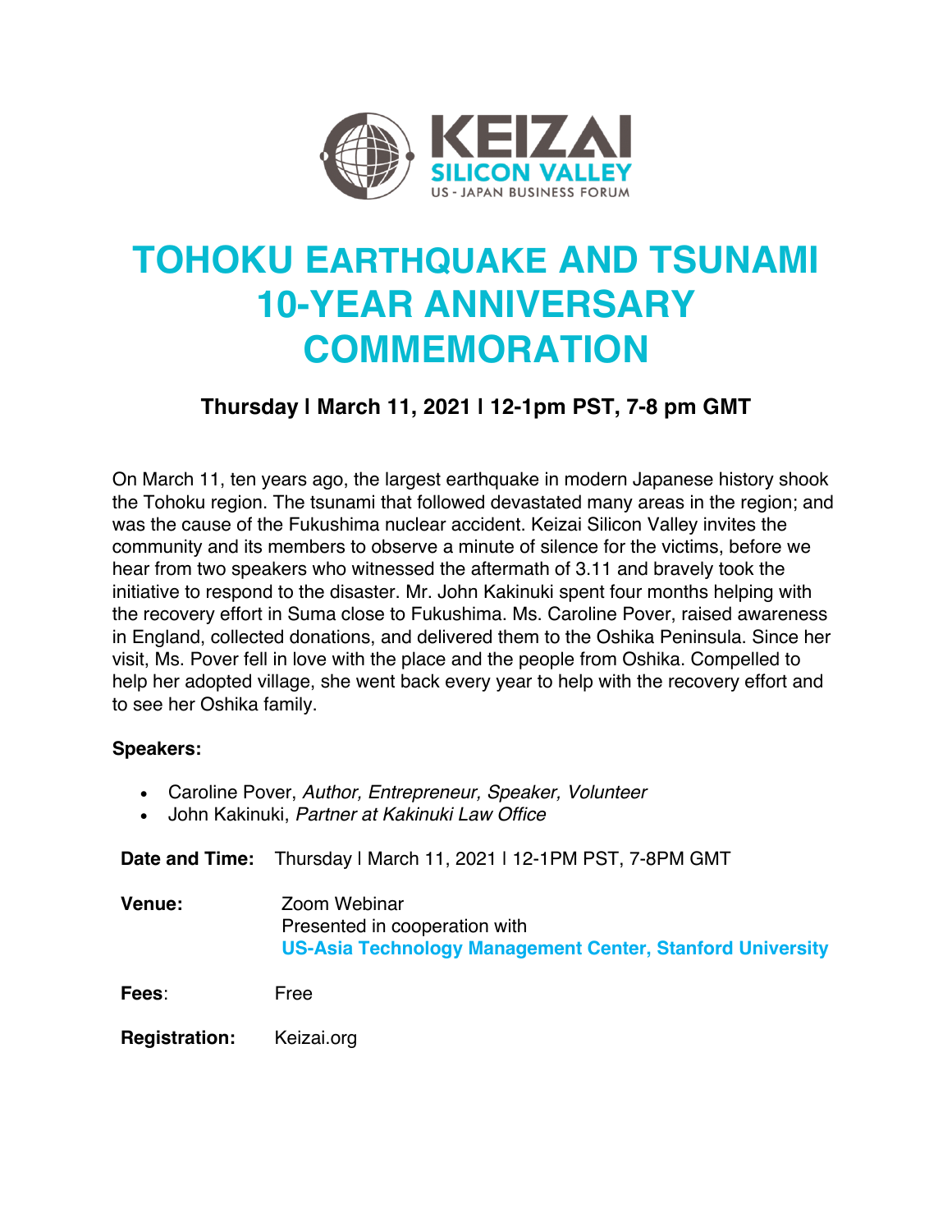KEIZAI
SILICON VALLEY
US - JAPAN BUSINESS FORUM

# TOHOKU EARTHQUAKE AND TSUNAMI 10-YEAR ANNIVERSARY COMMEMORATION

### Thursday | March 11, 2021 | 12-1pm PST, 7-8 pm GMT

On March 11, ten years ago, the largest earthquake in modern Japanese history shook the Tohoku region. The tsunami that followed devastated many areas in the region; and was the cause of the Fukushima nuclear accident. Keizai Silicon Valley invites the community and its members to observe a minute of silence for the victims, before we hear from two speakers who witnessed the aftermath of 3.11 and bravely took the initiative to respond to the disaster. Mr. John Kakinuki spent four months helping with the recovery effort in Suma close to Fukushima. Ms. Caroline Pover, raised awareness in England, collected donations, and delivered them to the Oshika Peninsula. Since her visit, Ms. Pover fell in love with the place and the people from Oshika. Compelled to help her adopted village, she went back every year to help with the recovery effort and to see her Oshika family.

**Speakers:**

- Caroline Pover, *Author, Entrepreneur, Speaker, Volunteer*
- John Kakinuki, *Partner at Kakinuki Law Office*

**Date and Time:** Thursday | March 11, 2021 | 12-1PM PST, 7-8PM GMT

**Venue:** Zoom Webinar
Presented in cooperation with
**US-Asia Technology Management Center, Stanford University**

**Fees**: Free

**Registration:** Keizai.org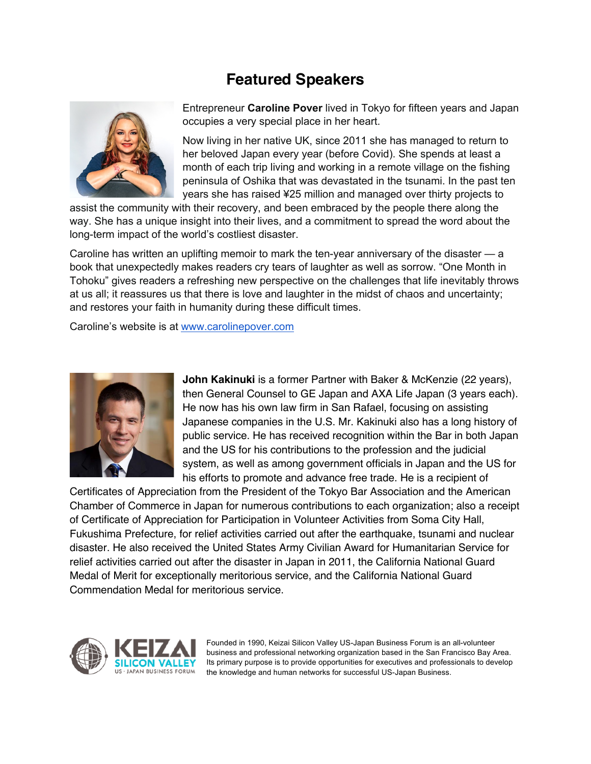# Featured Speakers

Entrepreneur **Caroline Pover** lived in Tokyo for fifteen years and Japan occupies a very special place in her heart.

Now living in her native UK, since 2011 she has managed to return to her beloved Japan every year (before Covid). She spends at least a month of each trip living and working in a remote village on the fishing peninsula of Oshika that was devastated in the tsunami. In the past ten years she has raised ¥25 million and managed over thirty projects to assist the community with their recovery, and been embraced by the people there along the way. She has a unique insight into their lives, and a commitment to spread the word about the long-term impact of the world's costliest disaster.

Caroline has written an uplifting memoir to mark the ten-year anniversary of the disaster — a book that unexpectedly makes readers cry tears of laughter as well as sorrow. "One Month in Tohoku" gives readers a refreshing new perspective on the challenges that life inevitably throws at us all; it reassures us that there is love and laughter in the midst of chaos and uncertainty; and restores your faith in humanity during these difficult times.

Caroline's website is at www.carolinepover.com

**John Kakinuki** is a former Partner with Baker & McKenzie (22 years), then General Counsel to GE Japan and AXA Life Japan (3 years each). He now has his own law firm in San Rafael, focusing on assisting Japanese companies in the U.S. Mr. Kakinuki also has a long history of public service. He has received recognition within the Bar in both Japan and the US for his contributions to the profession and the judicial system, as well as among government officials in Japan and the US for his efforts to promote and advance free trade. He is a recipient of Certificates of Appreciation from the President of the Tokyo Bar Association and the American Chamber of Commerce in Japan for numerous contributions to each organization; also a receipt of Certificate of Appreciation for Participation in Volunteer Activities from Soma City Hall, Fukushima Prefecture, for relief activities carried out after the earthquake, tsunami and nuclear disaster. He also received the United States Army Civilian Award for Humanitarian Service for relief activities carried out after the disaster in Japan in 2011, the California National Guard Medal of Merit for exceptionally meritorious service, and the California National Guard Commendation Medal for meritorious service.

KEIZAI SILICON VALLEY US · JAPAN BUSINESS FORUM

Founded in 1990, Keizai Silicon Valley US-Japan Business Forum is an all-volunteer business and professional networking organization based in the San Francisco Bay Area. Its primary purpose is to provide opportunities for executives and professionals to develop the knowledge and human networks for successful US-Japan Business.